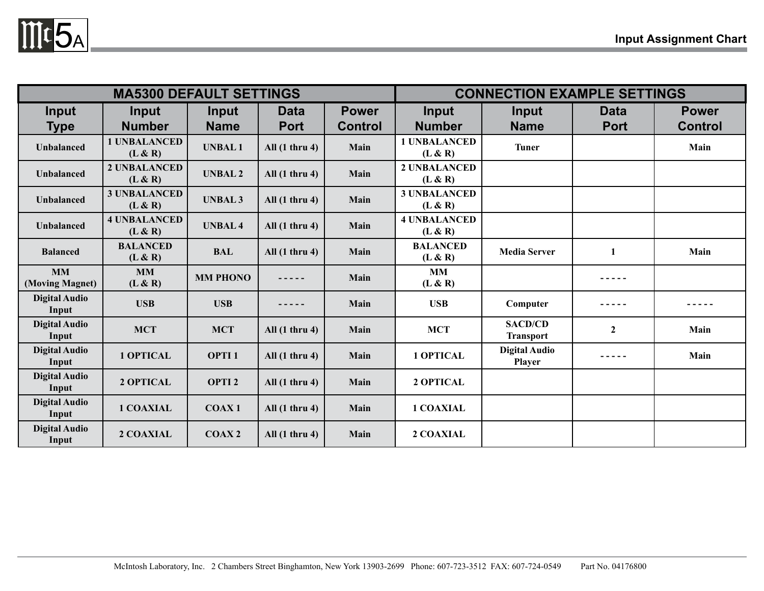# Input Assignment Chart

| MA5300 DEFAULT SETTINGS | | | | | CONNECTION EXAMPLE SETTINGS | | | |
|---|---|---|---|---|---|---|---|---|
| Input Type | Input Number | Input Name | Data Port | Power Control | Input Number | Input Name | Data Port | Power Control |
| Unbalanced | 1 UNBALANCED (L & R) | UNBAL 1 | All (1 thru 4) | Main | 1 UNBALANCED (L & R) | Tuner | | Main |
| Unbalanced | 2 UNBALANCED (L & R) | UNBAL 2 | All (1 thru 4) | Main | 2 UNBALANCED (L & R) | | | |
| Unbalanced | 3 UNBALANCED (L & R) | UNBAL 3 | All (1 thru 4) | Main | 3 UNBALANCED (L & R) | | | |
| Unbalanced | 4 UNBALANCED (L & R) | UNBAL 4 | All (1 thru 4) | Main | 4 UNBALANCED (L & R) | | | |
| Balanced | BALANCED (L & R) | BAL | All (1 thru 4) | Main | BALANCED (L & R) | Media Server | 1 | Main |
| MM (Moving Magnet) | MM (L & R) | MM PHONO | - - - - - | Main | MM (L & R) | | - - - - - | |
| Digital Audio Input | USB | USB | - - - - - | Main | USB | Computer | - - - - - | - - - - - |
| Digital Audio Input | MCT | MCT | All (1 thru 4) | Main | MCT | SACD/CD Transport | 2 | Main |
| Digital Audio Input | 1 OPTICAL | OPTI 1 | All (1 thru 4) | Main | 1 OPTICAL | Digital Audio Player | - - - - - | Main |
| Digital Audio Input | 2 OPTICAL | OPTI 2 | All (1 thru 4) | Main | 2 OPTICAL | | | |
| Digital Audio Input | 1 COAXIAL | COAX 1 | All (1 thru 4) | Main | 1 COAXIAL | | | |
| Digital Audio Input | 2 COAXIAL | COAX 2 | All (1 thru 4) | Main | 2 COAXIAL | | | |

McIntosh Laboratory, Inc. 2 Chambers Street Binghamton, New York 13903-2699 Phone: 607-723-3512 FAX: 607-724-0549 Part No. 04176800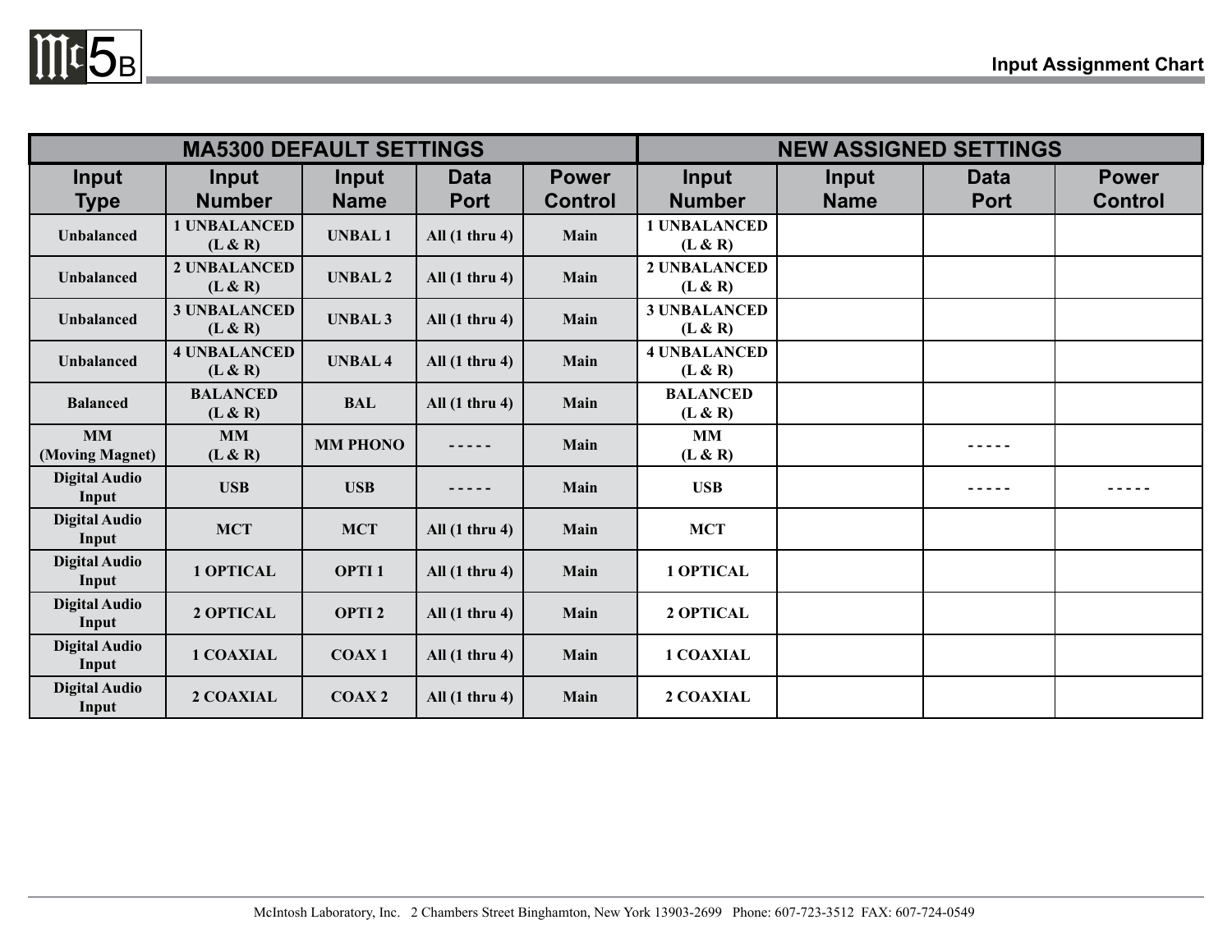| MA5300 DEFAULT SETTINGS | | | | | NEW ASSIGNED SETTINGS | | | |
|---|---|---|---|---|---|---|---|---|
| Input Type | Input Number | Input Name | Data Port | Power Control | Input Number | Input Name | Data Port | Power Control |
| Unbalanced | 1 UNBALANCED (L & R) | UNBAL 1 | All (1 thru 4) | Main | 1 UNBALANCED (L & R) | | | |
| Unbalanced | 2 UNBALANCED (L & R) | UNBAL 2 | All (1 thru 4) | Main | 2 UNBALANCED (L & R) | | | |
| Unbalanced | 3 UNBALANCED (L & R) | UNBAL 3 | All (1 thru 4) | Main | 3 UNBALANCED (L & R) | | | |
| Unbalanced | 4 UNBALANCED (L & R) | UNBAL 4 | All (1 thru 4) | Main | 4 UNBALANCED (L & R) | | | |
| Balanced | BALANCED (L & R) | BAL | All (1 thru 4) | Main | BALANCED (L & R) | | | |
| MM (Moving Magnet) | MM (L & R) | MM PHONO | - - - - - | Main | MM (L & R) | | - - - - - | |
| Digital Audio Input | USB | USB | - - - - - | Main | USB | | - - - - - | - - - - - |
| Digital Audio Input | MCT | MCT | All (1 thru 4) | Main | MCT | | | |
| Digital Audio Input | 1 OPTICAL | OPTI 1 | All (1 thru 4) | Main | 1 OPTICAL | | | |
| Digital Audio Input | 2 OPTICAL | OPTI 2 | All (1 thru 4) | Main | 2 OPTICAL | | | |
| Digital Audio Input | 1 COAXIAL | COAX 1 | All (1 thru 4) | Main | 1 COAXIAL | | | |
| Digital Audio Input | 2 COAXIAL | COAX 2 | All (1 thru 4) | Main | 2 COAXIAL | | | |

McIntosh Laboratory, Inc. 2 Chambers Street Binghamton, New York 13903-2699 Phone: 607-723-3512 FAX: 607-724-0549